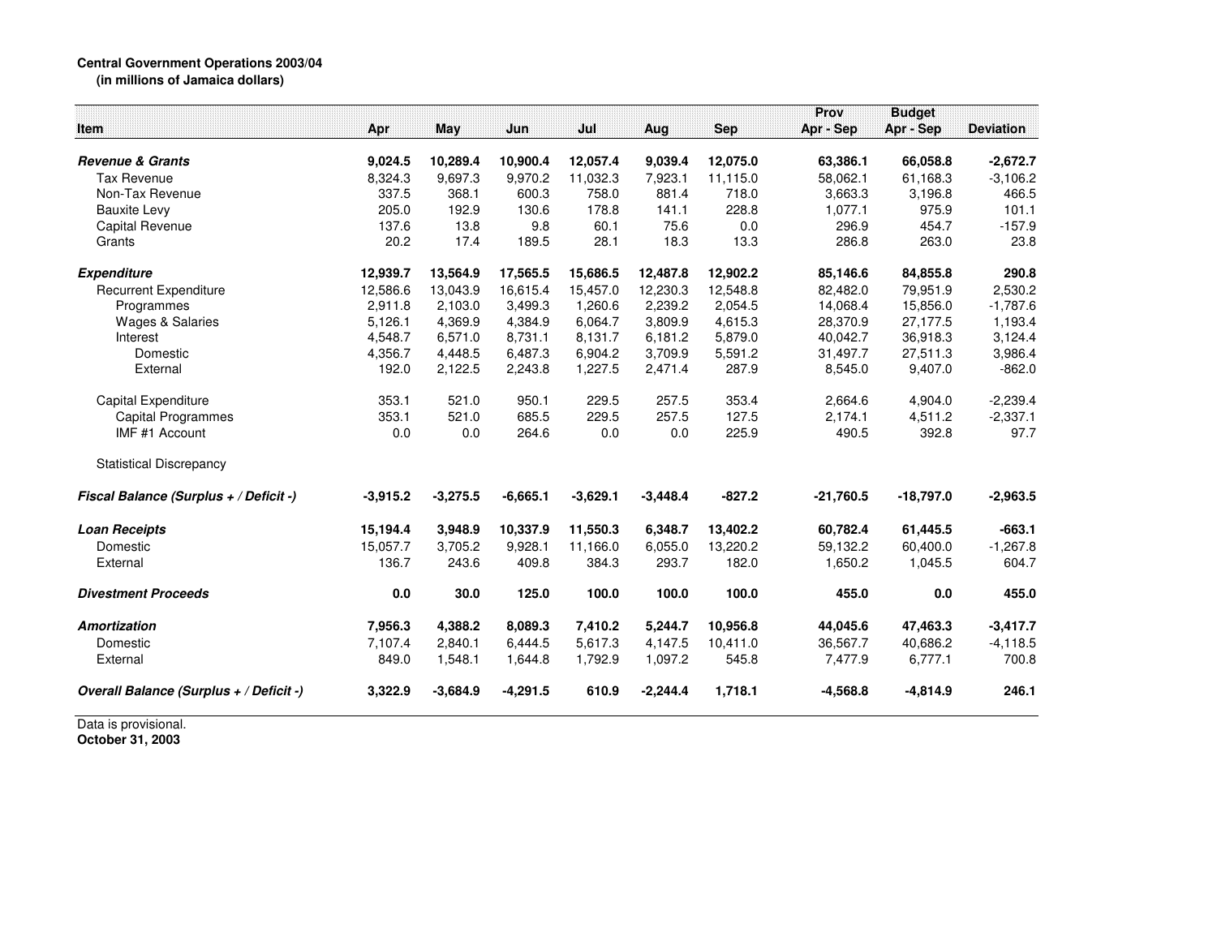**Central Government Operations 2003/04**
**(in millions of Jamaica dollars)**

| Item | Apr | May | Jun | Jul | Aug | Sep | Prov Apr - Sep | Budget Apr - Sep | Deviation |
|---|---|---|---|---|---|---|---|---|---|
| ***Revenue & Grants*** | **9,024.5** | **10,289.4** | **10,900.4** | **12,057.4** | **9,039.4** | **12,075.0** | **63,386.1** | **66,058.8** | **-2,672.7** |
| Tax Revenue | 8,324.3 | 9,697.3 | 9,970.2 | 11,032.3 | 7,923.1 | 11,115.0 | 58,062.1 | 61,168.3 | -3,106.2 |
| Non-Tax Revenue | 337.5 | 368.1 | 600.3 | 758.0 | 881.4 | 718.0 | 3,663.3 | 3,196.8 | 466.5 |
| Bauxite Levy | 205.0 | 192.9 | 130.6 | 178.8 | 141.1 | 228.8 | 1,077.1 | 975.9 | 101.1 |
| Capital Revenue | 137.6 | 13.8 | 9.8 | 60.1 | 75.6 | 0.0 | 296.9 | 454.7 | -157.9 |
| Grants | 20.2 | 17.4 | 189.5 | 28.1 | 18.3 | 13.3 | 286.8 | 263.0 | 23.8 |
| ***Expenditure*** | **12,939.7** | **13,564.9** | **17,565.5** | **15,686.5** | **12,487.8** | **12,902.2** | **85,146.6** | **84,855.8** | **290.8** |
| Recurrent Expenditure | 12,586.6 | 13,043.9 | 16,615.4 | 15,457.0 | 12,230.3 | 12,548.8 | 82,482.0 | 79,951.9 | 2,530.2 |
| Programmes | 2,911.8 | 2,103.0 | 3,499.3 | 1,260.6 | 2,239.2 | 2,054.5 | 14,068.4 | 15,856.0 | -1,787.6 |
| Wages & Salaries | 5,126.1 | 4,369.9 | 4,384.9 | 6,064.7 | 3,809.9 | 4,615.3 | 28,370.9 | 27,177.5 | 1,193.4 |
| Interest | 4,548.7 | 6,571.0 | 8,731.1 | 8,131.7 | 6,181.2 | 5,879.0 | 40,042.7 | 36,918.3 | 3,124.4 |
| Domestic | 4,356.7 | 4,448.5 | 6,487.3 | 6,904.2 | 3,709.9 | 5,591.2 | 31,497.7 | 27,511.3 | 3,986.4 |
| External | 192.0 | 2,122.5 | 2,243.8 | 1,227.5 | 2,471.4 | 287.9 | 8,545.0 | 9,407.0 | -862.0 |
| Capital Expenditure | 353.1 | 521.0 | 950.1 | 229.5 | 257.5 | 353.4 | 2,664.6 | 4,904.0 | -2,239.4 |
| Capital Programmes | 353.1 | 521.0 | 685.5 | 229.5 | 257.5 | 127.5 | 2,174.1 | 4,511.2 | -2,337.1 |
| IMF #1 Account | 0.0 | 0.0 | 264.6 | 0.0 | 0.0 | 225.9 | 490.5 | 392.8 | 97.7 |
| Statistical Discrepancy | | | | | | | | | |
| ***Fiscal Balance (Surplus + / Deficit -)*** | **-3,915.2** | **-3,275.5** | **-6,665.1** | **-3,629.1** | **-3,448.4** | **-827.2** | **-21,760.5** | **-18,797.0** | **-2,963.5** |
| ***Loan Receipts*** | **15,194.4** | **3,948.9** | **10,337.9** | **11,550.3** | **6,348.7** | **13,402.2** | **60,782.4** | **61,445.5** | **-663.1** |
| Domestic | 15,057.7 | 3,705.2 | 9,928.1 | 11,166.0 | 6,055.0 | 13,220.2 | 59,132.2 | 60,400.0 | -1,267.8 |
| External | 136.7 | 243.6 | 409.8 | 384.3 | 293.7 | 182.0 | 1,650.2 | 1,045.5 | 604.7 |
| ***Divestment Proceeds*** | **0.0** | **30.0** | **125.0** | **100.0** | **100.0** | **100.0** | **455.0** | **0.0** | **455.0** |
| ***Amortization*** | **7,956.3** | **4,388.2** | **8,089.3** | **7,410.2** | **5,244.7** | **10,956.8** | **44,045.6** | **47,463.3** | **-3,417.7** |
| Domestic | 7,107.4 | 2,840.1 | 6,444.5 | 5,617.3 | 4,147.5 | 10,411.0 | 36,567.7 | 40,686.2 | -4,118.5 |
| External | 849.0 | 1,548.1 | 1,644.8 | 1,792.9 | 1,097.2 | 545.8 | 7,477.9 | 6,777.1 | 700.8 |
| ***Overall Balance (Surplus + / Deficit -)*** | **3,322.9** | **-3,684.9** | **-4,291.5** | **610.9** | **-2,244.4** | **1,718.1** | **-4,568.8** | **-4,814.9** | **246.1** |

Data is provisional.
**October 31, 2003**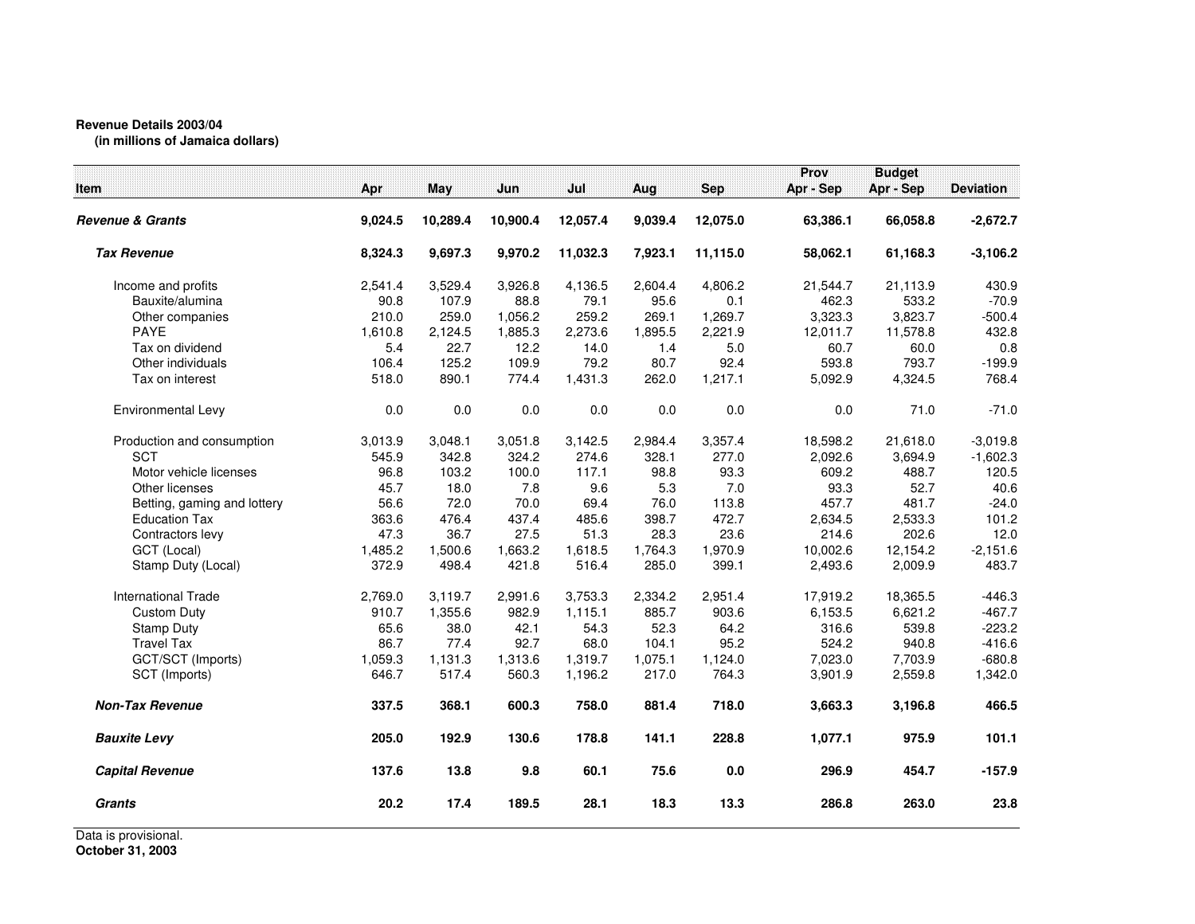**Revenue Details 2003/04**
**(in millions of Jamaica dollars)**

| Item | Apr | May | Jun | Jul | Aug | Sep | Prov Apr - Sep | Budget Apr - Sep | Deviation |
|---|---|---|---|---|---|---|---|---|---|
| ***Revenue & Grants*** | **9,024.5** | **10,289.4** | **10,900.4** | **12,057.4** | **9,039.4** | **12,075.0** | **63,386.1** | **66,058.8** | **-2,672.7** |
| ***Tax Revenue*** | **8,324.3** | **9,697.3** | **9,970.2** | **11,032.3** | **7,923.1** | **11,115.0** | **58,062.1** | **61,168.3** | **-3,106.2** |
| Income and profits | 2,541.4 | 3,529.4 | 3,926.8 | 4,136.5 | 2,604.4 | 4,806.2 | 21,544.7 | 21,113.9 | 430.9 |
| Bauxite/alumina | 90.8 | 107.9 | 88.8 | 79.1 | 95.6 | 0.1 | 462.3 | 533.2 | -70.9 |
| Other companies | 210.0 | 259.0 | 1,056.2 | 259.2 | 269.1 | 1,269.7 | 3,323.3 | 3,823.7 | -500.4 |
| PAYE | 1,610.8 | 2,124.5 | 1,885.3 | 2,273.6 | 1,895.5 | 2,221.9 | 12,011.7 | 11,578.8 | 432.8 |
| Tax on dividend | 5.4 | 22.7 | 12.2 | 14.0 | 1.4 | 5.0 | 60.7 | 60.0 | 0.8 |
| Other individuals | 106.4 | 125.2 | 109.9 | 79.2 | 80.7 | 92.4 | 593.8 | 793.7 | -199.9 |
| Tax on interest | 518.0 | 890.1 | 774.4 | 1,431.3 | 262.0 | 1,217.1 | 5,092.9 | 4,324.5 | 768.4 |
| Environmental Levy | 0.0 | 0.0 | 0.0 | 0.0 | 0.0 | 0.0 | 0.0 | 71.0 | -71.0 |
| Production and consumption | 3,013.9 | 3,048.1 | 3,051.8 | 3,142.5 | 2,984.4 | 3,357.4 | 18,598.2 | 21,618.0 | -3,019.8 |
| SCT | 545.9 | 342.8 | 324.2 | 274.6 | 328.1 | 277.0 | 2,092.6 | 3,694.9 | -1,602.3 |
| Motor vehicle licenses | 96.8 | 103.2 | 100.0 | 117.1 | 98.8 | 93.3 | 609.2 | 488.7 | 120.5 |
| Other licenses | 45.7 | 18.0 | 7.8 | 9.6 | 5.3 | 7.0 | 93.3 | 52.7 | 40.6 |
| Betting, gaming and lottery | 56.6 | 72.0 | 70.0 | 69.4 | 76.0 | 113.8 | 457.7 | 481.7 | -24.0 |
| Education Tax | 363.6 | 476.4 | 437.4 | 485.6 | 398.7 | 472.7 | 2,634.5 | 2,533.3 | 101.2 |
| Contractors levy | 47.3 | 36.7 | 27.5 | 51.3 | 28.3 | 23.6 | 214.6 | 202.6 | 12.0 |
| GCT (Local) | 1,485.2 | 1,500.6 | 1,663.2 | 1,618.5 | 1,764.3 | 1,970.9 | 10,002.6 | 12,154.2 | -2,151.6 |
| Stamp Duty (Local) | 372.9 | 498.4 | 421.8 | 516.4 | 285.0 | 399.1 | 2,493.6 | 2,009.9 | 483.7 |
| International Trade | 2,769.0 | 3,119.7 | 2,991.6 | 3,753.3 | 2,334.2 | 2,951.4 | 17,919.2 | 18,365.5 | -446.3 |
| Custom Duty | 910.7 | 1,355.6 | 982.9 | 1,115.1 | 885.7 | 903.6 | 6,153.5 | 6,621.2 | -467.7 |
| Stamp Duty | 65.6 | 38.0 | 42.1 | 54.3 | 52.3 | 64.2 | 316.6 | 539.8 | -223.2 |
| Travel Tax | 86.7 | 77.4 | 92.7 | 68.0 | 104.1 | 95.2 | 524.2 | 940.8 | -416.6 |
| GCT/SCT (Imports) | 1,059.3 | 1,131.3 | 1,313.6 | 1,319.7 | 1,075.1 | 1,124.0 | 7,023.0 | 7,703.9 | -680.8 |
| SCT (Imports) | 646.7 | 517.4 | 560.3 | 1,196.2 | 217.0 | 764.3 | 3,901.9 | 2,559.8 | 1,342.0 |
| ***Non-Tax Revenue*** | **337.5** | **368.1** | **600.3** | **758.0** | **881.4** | **718.0** | **3,663.3** | **3,196.8** | **466.5** |
| ***Bauxite Levy*** | **205.0** | **192.9** | **130.6** | **178.8** | **141.1** | **228.8** | **1,077.1** | **975.9** | **101.1** |
| ***Capital Revenue*** | **137.6** | **13.8** | **9.8** | **60.1** | **75.6** | **0.0** | **296.9** | **454.7** | **-157.9** |
| ***Grants*** | **20.2** | **17.4** | **189.5** | **28.1** | **18.3** | **13.3** | **286.8** | **263.0** | **23.8** |

Data is provisional.
**October 31, 2003**